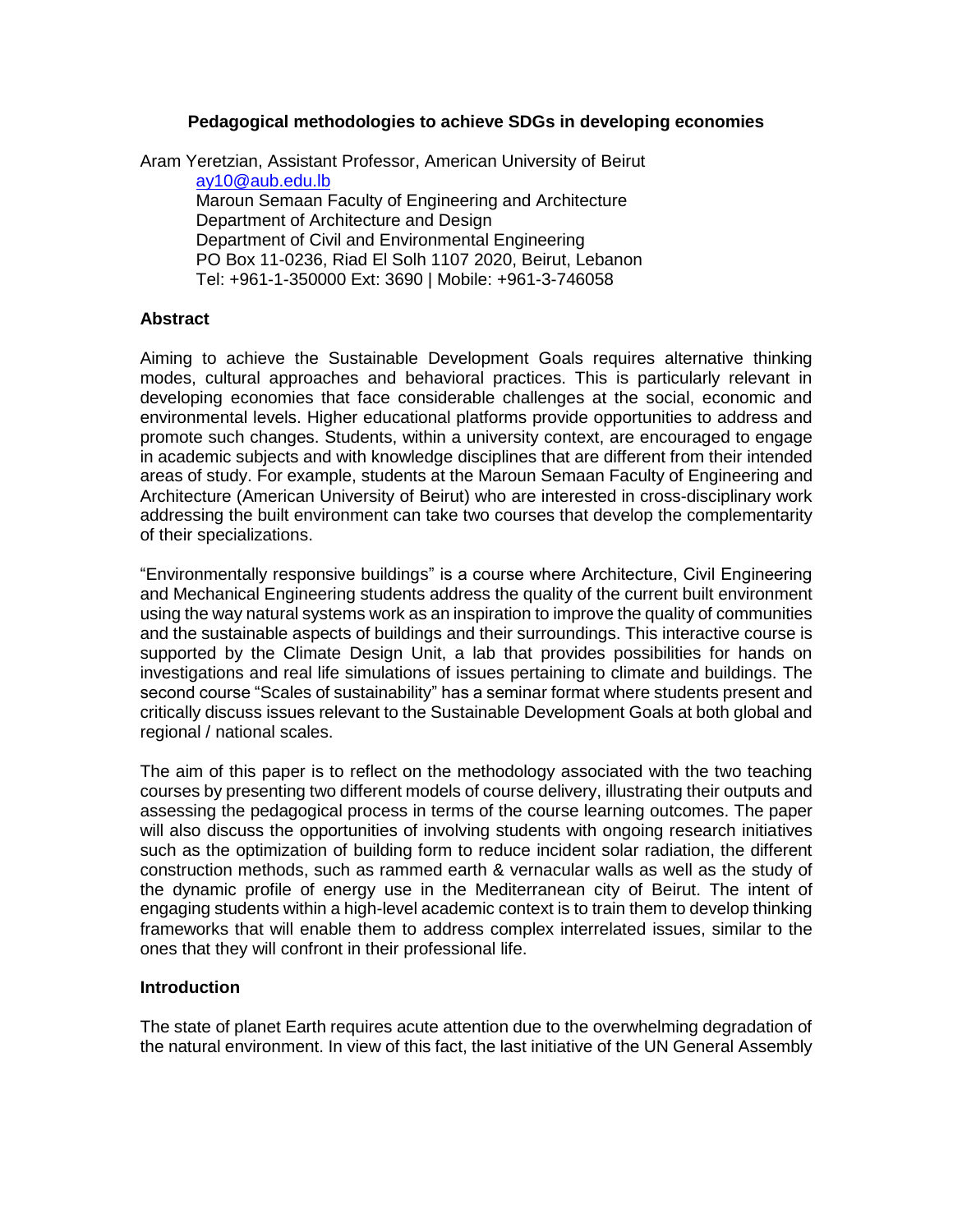# Pedagogical methodologies to achieve SDGs in developing economies

Aram Yeretzian, Assistant Professor, American University of Beirut

ay10@aub.edu.lb
Maroun Semaan Faculty of Engineering and Architecture
Department of Architecture and Design
Department of Civil and Environmental Engineering
PO Box 11-0236, Riad El Solh 1107 2020, Beirut, Lebanon
Tel: +961-1-350000 Ext: 3690 | Mobile: +961-3-746058

## Abstract

Aiming to achieve the Sustainable Development Goals requires alternative thinking modes, cultural approaches and behavioral practices. This is particularly relevant in developing economies that face considerable challenges at the social, economic and environmental levels. Higher educational platforms provide opportunities to address and promote such changes. Students, within a university context, are encouraged to engage in academic subjects and with knowledge disciplines that are different from their intended areas of study. For example, students at the Maroun Semaan Faculty of Engineering and Architecture (American University of Beirut) who are interested in cross-disciplinary work addressing the built environment can take two courses that develop the complementarity of their specializations.

"Environmentally responsive buildings" is a course where Architecture, Civil Engineering and Mechanical Engineering students address the quality of the current built environment using the way natural systems work as an inspiration to improve the quality of communities and the sustainable aspects of buildings and their surroundings. This interactive course is supported by the Climate Design Unit, a lab that provides possibilities for hands on investigations and real life simulations of issues pertaining to climate and buildings. The second course "Scales of sustainability" has a seminar format where students present and critically discuss issues relevant to the Sustainable Development Goals at both global and regional / national scales.

The aim of this paper is to reflect on the methodology associated with the two teaching courses by presenting two different models of course delivery, illustrating their outputs and assessing the pedagogical process in terms of the course learning outcomes. The paper will also discuss the opportunities of involving students with ongoing research initiatives such as the optimization of building form to reduce incident solar radiation, the different construction methods, such as rammed earth & vernacular walls as well as the study of the dynamic profile of energy use in the Mediterranean city of Beirut. The intent of engaging students within a high-level academic context is to train them to develop thinking frameworks that will enable them to address complex interrelated issues, similar to the ones that they will confront in their professional life.

## Introduction

The state of planet Earth requires acute attention due to the overwhelming degradation of the natural environment. In view of this fact, the last initiative of the UN General Assembly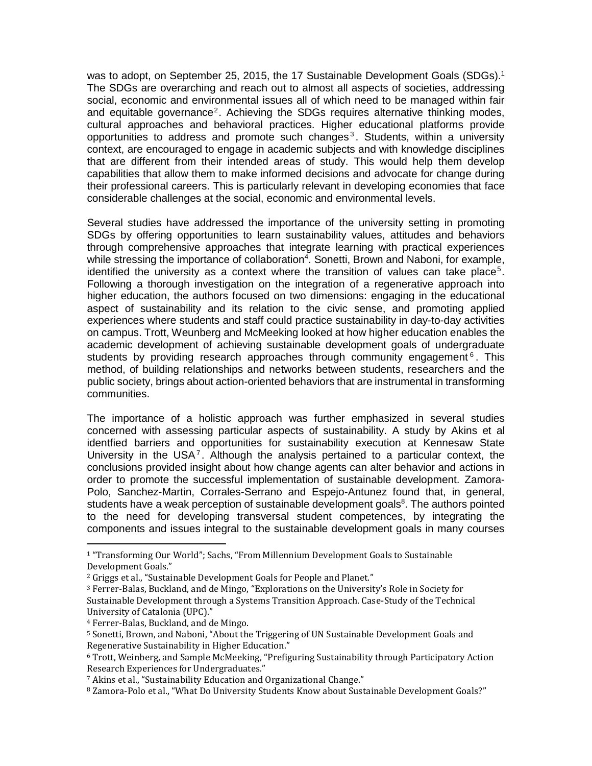was to adopt, on September 25, 2015, the 17 Sustainable Development Goals (SDGs).[1] The SDGs are overarching and reach out to almost all aspects of societies, addressing social, economic and environmental issues all of which need to be managed within fair and equitable governance[2]. Achieving the SDGs requires alternative thinking modes, cultural approaches and behavioral practices. Higher educational platforms provide opportunities to address and promote such changes[3]. Students, within a university context, are encouraged to engage in academic subjects and with knowledge disciplines that are different from their intended areas of study. This would help them develop capabilities that allow them to make informed decisions and advocate for change during their professional careers. This is particularly relevant in developing economies that face considerable challenges at the social, economic and environmental levels.

Several studies have addressed the importance of the university setting in promoting SDGs by offering opportunities to learn sustainability values, attitudes and behaviors through comprehensive approaches that integrate learning with practical experiences while stressing the importance of collaboration[4]. Sonetti, Brown and Naboni, for example, identified the university as a context where the transition of values can take place[5]. Following a thorough investigation on the integration of a regenerative approach into higher education, the authors focused on two dimensions: engaging in the educational aspect of sustainability and its relation to the civic sense, and promoting applied experiences where students and staff could practice sustainability in day-to-day activities on campus. Trott, Weunberg and McMeeking looked at how higher education enables the academic development of achieving sustainable development goals of undergraduate students by providing research approaches through community engagement[6]. This method, of building relationships and networks between students, researchers and the public society, brings about action-oriented behaviors that are instrumental in transforming communities.

The importance of a holistic approach was further emphasized in several studies concerned with assessing particular aspects of sustainability. A study by Akins et al identfied barriers and opportunities for sustainability execution at Kennesaw State University in the USA[7]. Although the analysis pertained to a particular context, the conclusions provided insight about how change agents can alter behavior and actions in order to promote the successful implementation of sustainable development. Zamora-Polo, Sanchez-Martin, Corrales-Serrano and Espejo-Antunez found that, in general, students have a weak perception of sustainable development goals[8]. The authors pointed to the need for developing transversal student competences, by integrating the components and issues integral to the sustainable development goals in many courses

---

[1] "Transforming Our World"; Sachs, "From Millennium Development Goals to Sustainable Development Goals."

[2] Griggs et al., "Sustainable Development Goals for People and Planet."

[3] Ferrer-Balas, Buckland, and de Mingo, "Explorations on the University's Role in Society for Sustainable Development through a Systems Transition Approach. Case-Study of the Technical University of Catalonia (UPC)."

[4] Ferrer-Balas, Buckland, and de Mingo.

[5] Sonetti, Brown, and Naboni, "About the Triggering of UN Sustainable Development Goals and Regenerative Sustainability in Higher Education."

[6] Trott, Weinberg, and Sample McMeeking, "Prefiguring Sustainability through Participatory Action Research Experiences for Undergraduates."

[7] Akins et al., "Sustainability Education and Organizational Change."

[8] Zamora-Polo et al., "What Do University Students Know about Sustainable Development Goals?"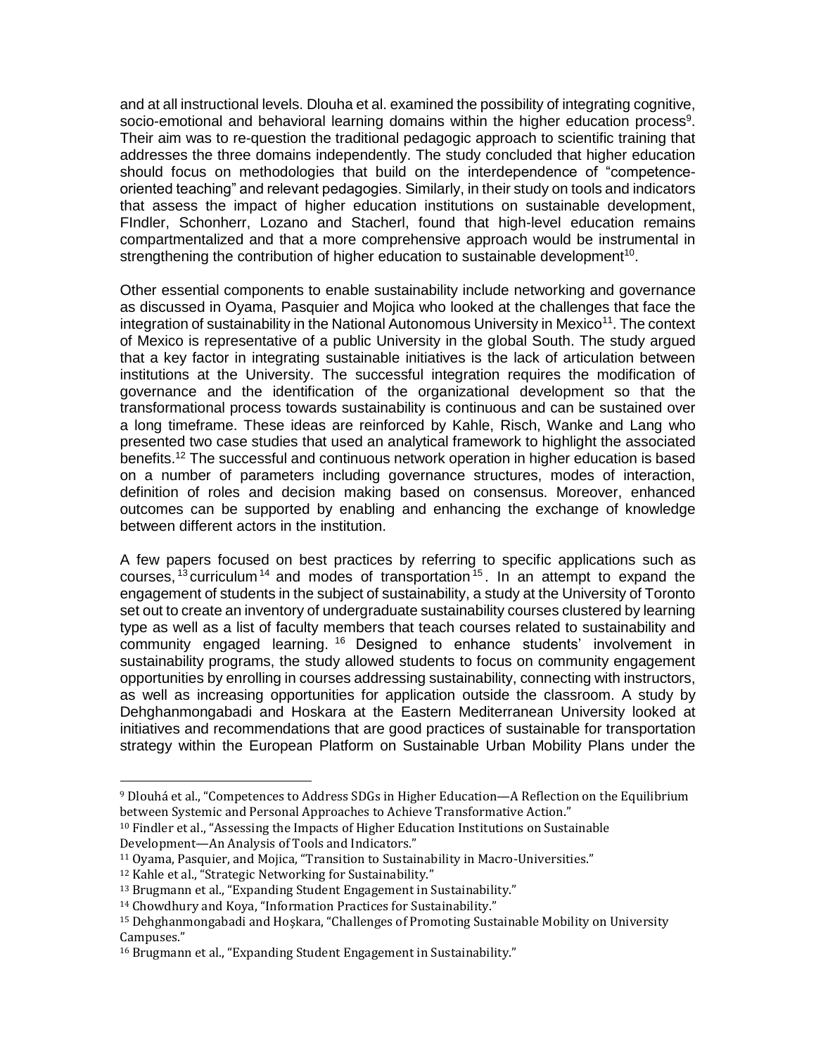and at all instructional levels. Dlouha et al. examined the possibility of integrating cognitive, socio-emotional and behavioral learning domains within the higher education process[9]. Their aim was to re-question the traditional pedagogic approach to scientific training that addresses the three domains independently. The study concluded that higher education should focus on methodologies that build on the interdependence of "competence-oriented teaching" and relevant pedagogies. Similarly, in their study on tools and indicators that assess the impact of higher education institutions on sustainable development, FIndler, Schonherr, Lozano and Stacherl, found that high-level education remains compartmentalized and that a more comprehensive approach would be instrumental in strengthening the contribution of higher education to sustainable development[10].

Other essential components to enable sustainability include networking and governance as discussed in Oyama, Pasquier and Mojica who looked at the challenges that face the integration of sustainability in the National Autonomous University in Mexico[11]. The context of Mexico is representative of a public University in the global South. The study argued that a key factor in integrating sustainable initiatives is the lack of articulation between institutions at the University. The successful integration requires the modification of governance and the identification of the organizational development so that the transformational process towards sustainability is continuous and can be sustained over a long timeframe. These ideas are reinforced by Kahle, Risch, Wanke and Lang who presented two case studies that used an analytical framework to highlight the associated benefits.[12] The successful and continuous network operation in higher education is based on a number of parameters including governance structures, modes of interaction, definition of roles and decision making based on consensus. Moreover, enhanced outcomes can be supported by enabling and enhancing the exchange of knowledge between different actors in the institution.

A few papers focused on best practices by referring to specific applications such as courses,[13] curriculum[14] and modes of transportation[15]. In an attempt to expand the engagement of students in the subject of sustainability, a study at the University of Toronto set out to create an inventory of undergraduate sustainability courses clustered by learning type as well as a list of faculty members that teach courses related to sustainability and community engaged learning.[16] Designed to enhance students' involvement in sustainability programs, the study allowed students to focus on community engagement opportunities by enrolling in courses addressing sustainability, connecting with instructors, as well as increasing opportunities for application outside the classroom. A study by Dehghanmongabadi and Hoskara at the Eastern Mediterranean University looked at initiatives and recommendations that are good practices of sustainable for transportation strategy within the European Platform on Sustainable Urban Mobility Plans under the

---

[9] Dlouhá et al., "Competences to Address SDGs in Higher Education—A Reflection on the Equilibrium between Systemic and Personal Approaches to Achieve Transformative Action."

[10] Findler et al., "Assessing the Impacts of Higher Education Institutions on Sustainable Development—An Analysis of Tools and Indicators."

[11] Oyama, Pasquier, and Mojica, "Transition to Sustainability in Macro-Universities."

[12] Kahle et al., "Strategic Networking for Sustainability."

[13] Brugmann et al., "Expanding Student Engagement in Sustainability."

[14] Chowdhury and Koya, "Information Practices for Sustainability."

[15] Dehghanmongabadi and Hoşkara, "Challenges of Promoting Sustainable Mobility on University Campuses."

[16] Brugmann et al., "Expanding Student Engagement in Sustainability."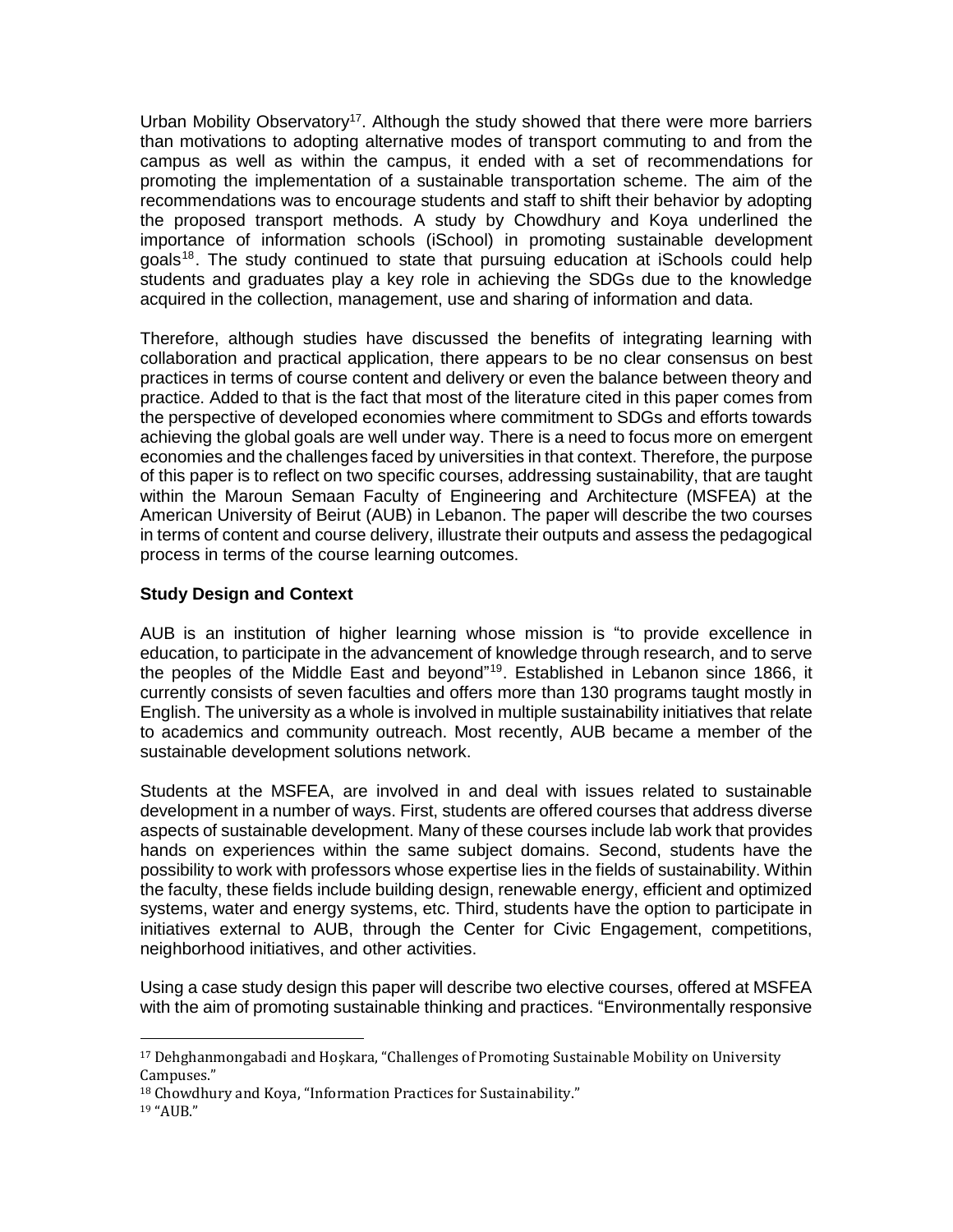Urban Mobility Observatory[17]. Although the study showed that there were more barriers than motivations to adopting alternative modes of transport commuting to and from the campus as well as within the campus, it ended with a set of recommendations for promoting the implementation of a sustainable transportation scheme. The aim of the recommendations was to encourage students and staff to shift their behavior by adopting the proposed transport methods. A study by Chowdhury and Koya underlined the importance of information schools (iSchool) in promoting sustainable development goals[18]. The study continued to state that pursuing education at iSchools could help students and graduates play a key role in achieving the SDGs due to the knowledge acquired in the collection, management, use and sharing of information and data.

Therefore, although studies have discussed the benefits of integrating learning with collaboration and practical application, there appears to be no clear consensus on best practices in terms of course content and delivery or even the balance between theory and practice. Added to that is the fact that most of the literature cited in this paper comes from the perspective of developed economies where commitment to SDGs and efforts towards achieving the global goals are well under way. There is a need to focus more on emergent economies and the challenges faced by universities in that context. Therefore, the purpose of this paper is to reflect on two specific courses, addressing sustainability, that are taught within the Maroun Semaan Faculty of Engineering and Architecture (MSFEA) at the American University of Beirut (AUB) in Lebanon. The paper will describe the two courses in terms of content and course delivery, illustrate their outputs and assess the pedagogical process in terms of the course learning outcomes.

**Study Design and Context**

AUB is an institution of higher learning whose mission is "to provide excellence in education, to participate in the advancement of knowledge through research, and to serve the peoples of the Middle East and beyond"[19]. Established in Lebanon since 1866, it currently consists of seven faculties and offers more than 130 programs taught mostly in English. The university as a whole is involved in multiple sustainability initiatives that relate to academics and community outreach. Most recently, AUB became a member of the sustainable development solutions network.

Students at the MSFEA, are involved in and deal with issues related to sustainable development in a number of ways. First, students are offered courses that address diverse aspects of sustainable development. Many of these courses include lab work that provides hands on experiences within the same subject domains. Second, students have the possibility to work with professors whose expertise lies in the fields of sustainability. Within the faculty, these fields include building design, renewable energy, efficient and optimized systems, water and energy systems, etc. Third, students have the option to participate in initiatives external to AUB, through the Center for Civic Engagement, competitions, neighborhood initiatives, and other activities.

Using a case study design this paper will describe two elective courses, offered at MSFEA with the aim of promoting sustainable thinking and practices. "Environmentally responsive

---

[17] Dehghanmongabadi and Hoşkara, "Challenges of Promoting Sustainable Mobility on University Campuses."

[18] Chowdhury and Koya, "Information Practices for Sustainability."

[19] "AUB."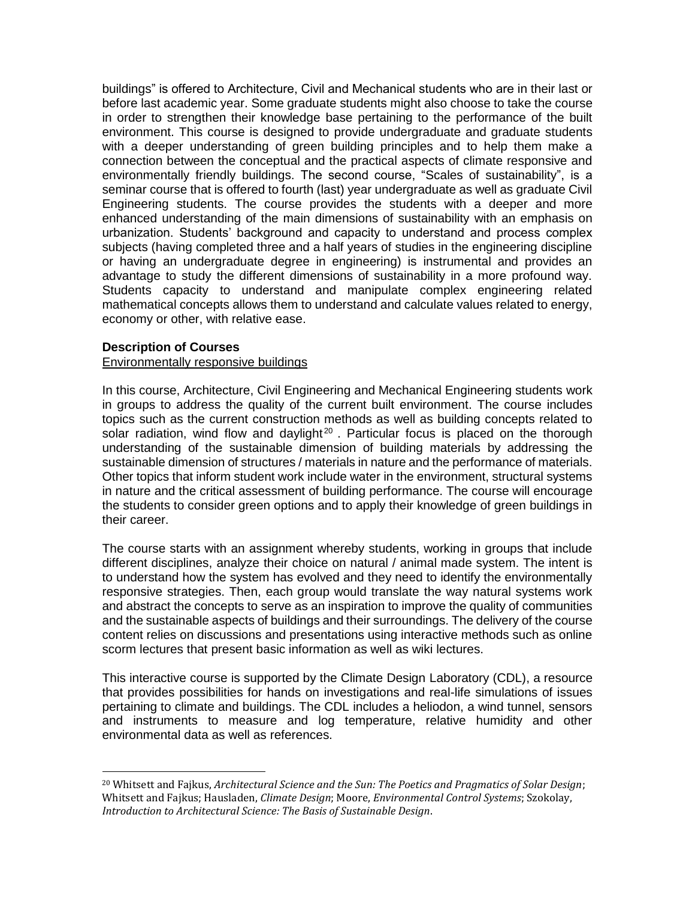buildings" is offered to Architecture, Civil and Mechanical students who are in their last or before last academic year. Some graduate students might also choose to take the course in order to strengthen their knowledge base pertaining to the performance of the built environment. This course is designed to provide undergraduate and graduate students with a deeper understanding of green building principles and to help them make a connection between the conceptual and the practical aspects of climate responsive and environmentally friendly buildings. The second course, "Scales of sustainability", is a seminar course that is offered to fourth (last) year undergraduate as well as graduate Civil Engineering students. The course provides the students with a deeper and more enhanced understanding of the main dimensions of sustainability with an emphasis on urbanization. Students' background and capacity to understand and process complex subjects (having completed three and a half years of studies in the engineering discipline or having an undergraduate degree in engineering) is instrumental and provides an advantage to study the different dimensions of sustainability in a more profound way. Students capacity to understand and manipulate complex engineering related mathematical concepts allows them to understand and calculate values related to energy, economy or other, with relative ease.

**Description of Courses**

Environmentally responsive buildings

In this course, Architecture, Civil Engineering and Mechanical Engineering students work in groups to address the quality of the current built environment. The course includes topics such as the current construction methods as well as building concepts related to solar radiation, wind flow and daylight[20]. Particular focus is placed on the thorough understanding of the sustainable dimension of building materials by addressing the sustainable dimension of structures / materials in nature and the performance of materials. Other topics that inform student work include water in the environment, structural systems in nature and the critical assessment of building performance. The course will encourage the students to consider green options and to apply their knowledge of green buildings in their career.

The course starts with an assignment whereby students, working in groups that include different disciplines, analyze their choice on natural / animal made system. The intent is to understand how the system has evolved and they need to identify the environmentally responsive strategies. Then, each group would translate the way natural systems work and abstract the concepts to serve as an inspiration to improve the quality of communities and the sustainable aspects of buildings and their surroundings. The delivery of the course content relies on discussions and presentations using interactive methods such as online scorm lectures that present basic information as well as wiki lectures.

This interactive course is supported by the Climate Design Laboratory (CDL), a resource that provides possibilities for hands on investigations and real-life simulations of issues pertaining to climate and buildings. The CDL includes a heliodon, a wind tunnel, sensors and instruments to measure and log temperature, relative humidity and other environmental data as well as references.

[20] Whitsett and Fajkus, *Architectural Science and the Sun: The Poetics and Pragmatics of Solar Design*; Whitsett and Fajkus; Hausladen, *Climate Design*; Moore, *Environmental Control Systems*; Szokolay, *Introduction to Architectural Science: The Basis of Sustainable Design*.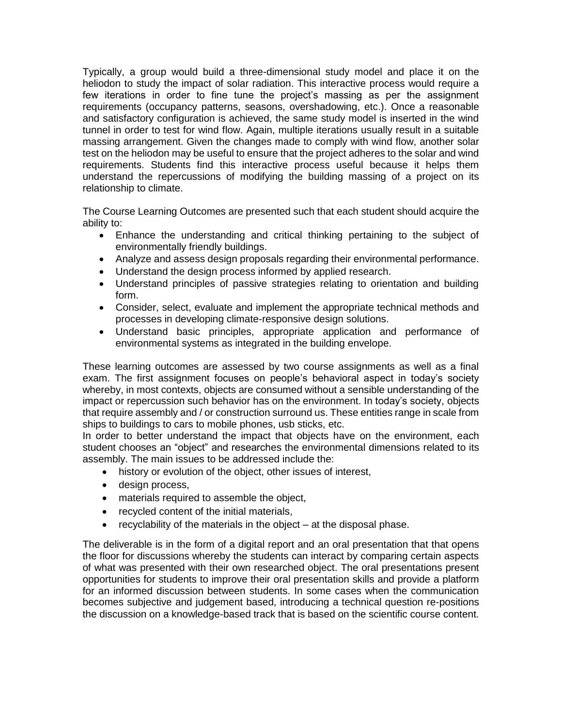Typically, a group would build a three-dimensional study model and place it on the heliodon to study the impact of solar radiation. This interactive process would require a few iterations in order to fine tune the project's massing as per the assignment requirements (occupancy patterns, seasons, overshadowing, etc.). Once a reasonable and satisfactory configuration is achieved, the same study model is inserted in the wind tunnel in order to test for wind flow. Again, multiple iterations usually result in a suitable massing arrangement. Given the changes made to comply with wind flow, another solar test on the heliodon may be useful to ensure that the project adheres to the solar and wind requirements. Students find this interactive process useful because it helps them understand the repercussions of modifying the building massing of a project on its relationship to climate.

The Course Learning Outcomes are presented such that each student should acquire the ability to:

- Enhance the understanding and critical thinking pertaining to the subject of environmentally friendly buildings.
- Analyze and assess design proposals regarding their environmental performance.
- Understand the design process informed by applied research.
- Understand principles of passive strategies relating to orientation and building form.
- Consider, select, evaluate and implement the appropriate technical methods and processes in developing climate-responsive design solutions.
- Understand basic principles, appropriate application and performance of environmental systems as integrated in the building envelope.

These learning outcomes are assessed by two course assignments as well as a final exam. The first assignment focuses on people's behavioral aspect in today's society whereby, in most contexts, objects are consumed without a sensible understanding of the impact or repercussion such behavior has on the environment. In today's society, objects that require assembly and / or construction surround us. These entities range in scale from ships to buildings to cars to mobile phones, usb sticks, etc.
In order to better understand the impact that objects have on the environment, each student chooses an "object" and researches the environmental dimensions related to its assembly. The main issues to be addressed include the:

- history or evolution of the object, other issues of interest,
- design process,
- materials required to assemble the object,
- recycled content of the initial materials,
- recyclability of the materials in the object – at the disposal phase.

The deliverable is in the form of a digital report and an oral presentation that that opens the floor for discussions whereby the students can interact by comparing certain aspects of what was presented with their own researched object. The oral presentations present opportunities for students to improve their oral presentation skills and provide a platform for an informed discussion between students. In some cases when the communication becomes subjective and judgement based, introducing a technical question re-positions the discussion on a knowledge-based track that is based on the scientific course content.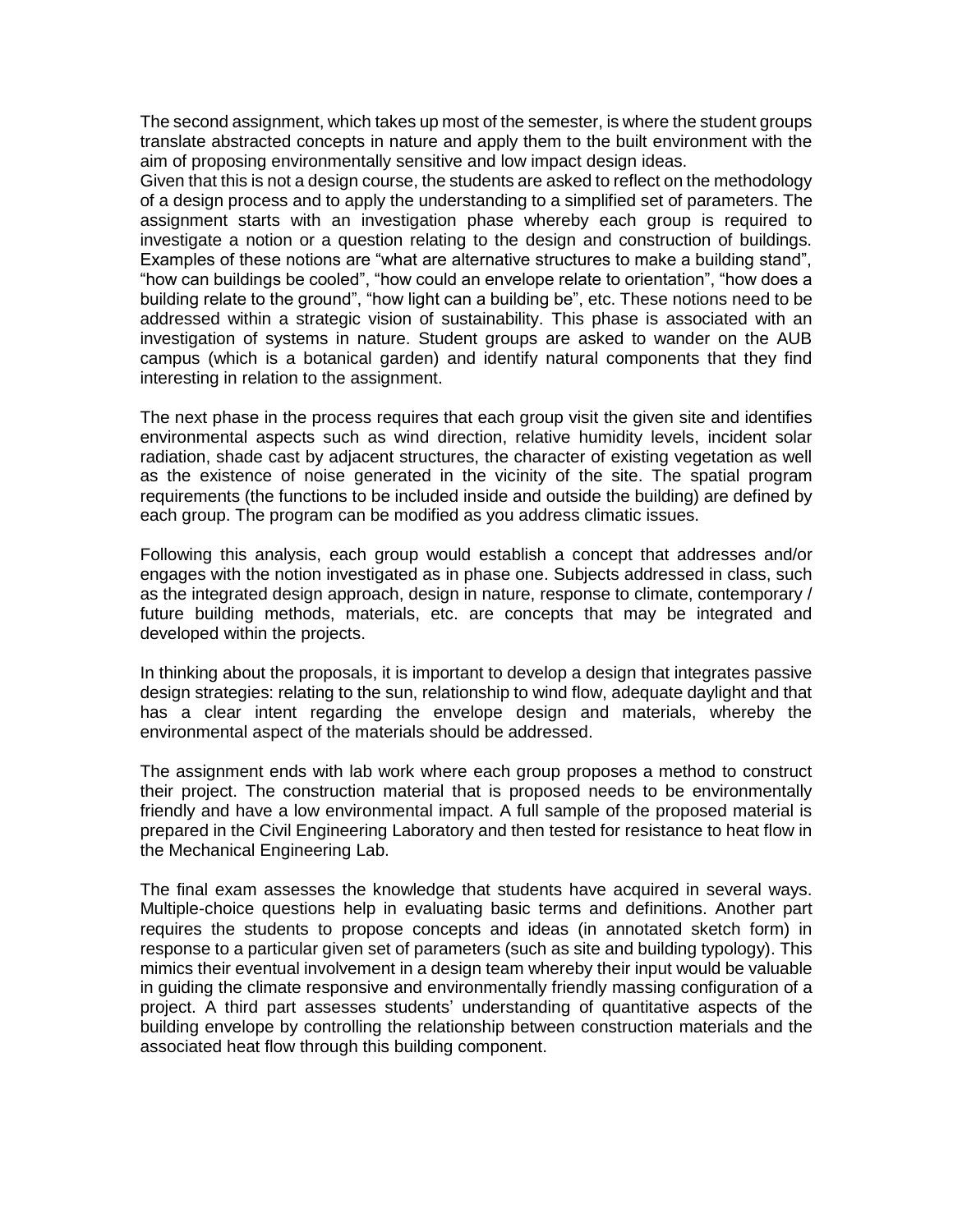The second assignment, which takes up most of the semester, is where the student groups translate abstracted concepts in nature and apply them to the built environment with the aim of proposing environmentally sensitive and low impact design ideas.
Given that this is not a design course, the students are asked to reflect on the methodology of a design process and to apply the understanding to a simplified set of parameters. The assignment starts with an investigation phase whereby each group is required to investigate a notion or a question relating to the design and construction of buildings. Examples of these notions are "what are alternative structures to make a building stand", "how can buildings be cooled", "how could an envelope relate to orientation", "how does a building relate to the ground", "how light can a building be", etc. These notions need to be addressed within a strategic vision of sustainability. This phase is associated with an investigation of systems in nature. Student groups are asked to wander on the AUB campus (which is a botanical garden) and identify natural components that they find interesting in relation to the assignment.

The next phase in the process requires that each group visit the given site and identifies environmental aspects such as wind direction, relative humidity levels, incident solar radiation, shade cast by adjacent structures, the character of existing vegetation as well as the existence of noise generated in the vicinity of the site. The spatial program requirements (the functions to be included inside and outside the building) are defined by each group. The program can be modified as you address climatic issues.

Following this analysis, each group would establish a concept that addresses and/or engages with the notion investigated as in phase one. Subjects addressed in class, such as the integrated design approach, design in nature, response to climate, contemporary / future building methods, materials, etc. are concepts that may be integrated and developed within the projects.

In thinking about the proposals, it is important to develop a design that integrates passive design strategies: relating to the sun, relationship to wind flow, adequate daylight and that has a clear intent regarding the envelope design and materials, whereby the environmental aspect of the materials should be addressed.

The assignment ends with lab work where each group proposes a method to construct their project. The construction material that is proposed needs to be environmentally friendly and have a low environmental impact. A full sample of the proposed material is prepared in the Civil Engineering Laboratory and then tested for resistance to heat flow in the Mechanical Engineering Lab.

The final exam assesses the knowledge that students have acquired in several ways. Multiple-choice questions help in evaluating basic terms and definitions. Another part requires the students to propose concepts and ideas (in annotated sketch form) in response to a particular given set of parameters (such as site and building typology). This mimics their eventual involvement in a design team whereby their input would be valuable in guiding the climate responsive and environmentally friendly massing configuration of a project. A third part assesses students' understanding of quantitative aspects of the building envelope by controlling the relationship between construction materials and the associated heat flow through this building component.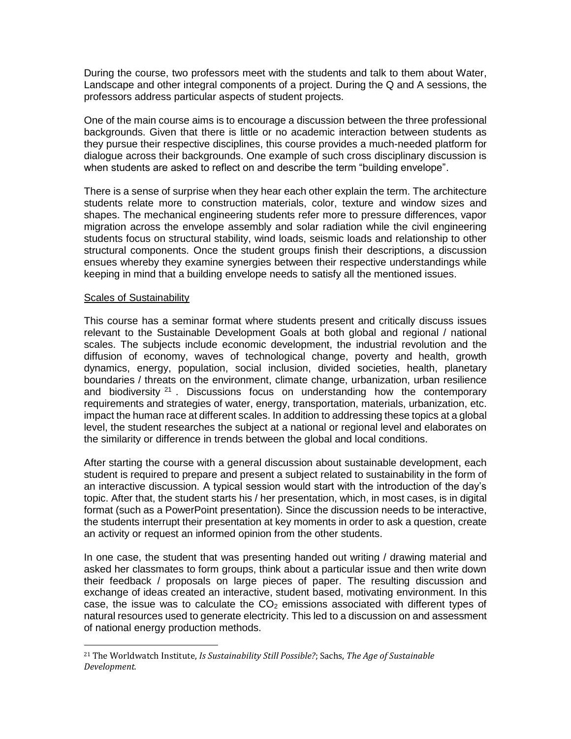During the course, two professors meet with the students and talk to them about Water, Landscape and other integral components of a project. During the Q and A sessions, the professors address particular aspects of student projects.

One of the main course aims is to encourage a discussion between the three professional backgrounds. Given that there is little or no academic interaction between students as they pursue their respective disciplines, this course provides a much-needed platform for dialogue across their backgrounds. One example of such cross disciplinary discussion is when students are asked to reflect on and describe the term "building envelope".

There is a sense of surprise when they hear each other explain the term. The architecture students relate more to construction materials, color, texture and window sizes and shapes. The mechanical engineering students refer more to pressure differences, vapor migration across the envelope assembly and solar radiation while the civil engineering students focus on structural stability, wind loads, seismic loads and relationship to other structural components. Once the student groups finish their descriptions, a discussion ensues whereby they examine synergies between their respective understandings while keeping in mind that a building envelope needs to satisfy all the mentioned issues.

Scales of Sustainability

This course has a seminar format where students present and critically discuss issues relevant to the Sustainable Development Goals at both global and regional / national scales. The subjects include economic development, the industrial revolution and the diffusion of economy, waves of technological change, poverty and health, growth dynamics, energy, population, social inclusion, divided societies, health, planetary boundaries / threats on the environment, climate change, urbanization, urban resilience and biodiversity [21]. Discussions focus on understanding how the contemporary requirements and strategies of water, energy, transportation, materials, urbanization, etc. impact the human race at different scales. In addition to addressing these topics at a global level, the student researches the subject at a national or regional level and elaborates on the similarity or difference in trends between the global and local conditions.

After starting the course with a general discussion about sustainable development, each student is required to prepare and present a subject related to sustainability in the form of an interactive discussion. A typical session would start with the introduction of the day's topic. After that, the student starts his / her presentation, which, in most cases, is in digital format (such as a PowerPoint presentation). Since the discussion needs to be interactive, the students interrupt their presentation at key moments in order to ask a question, create an activity or request an informed opinion from the other students.

In one case, the student that was presenting handed out writing / drawing material and asked her classmates to form groups, think about a particular issue and then write down their feedback / proposals on large pieces of paper. The resulting discussion and exchange of ideas created an interactive, student based, motivating environment. In this case, the issue was to calculate the $CO_2$ emissions associated with different types of natural resources used to generate electricity. This led to a discussion on and assessment of national energy production methods.

[21] The Worldwatch Institute, *Is Sustainability Still Possible?*; Sachs, *The Age of Sustainable Development.*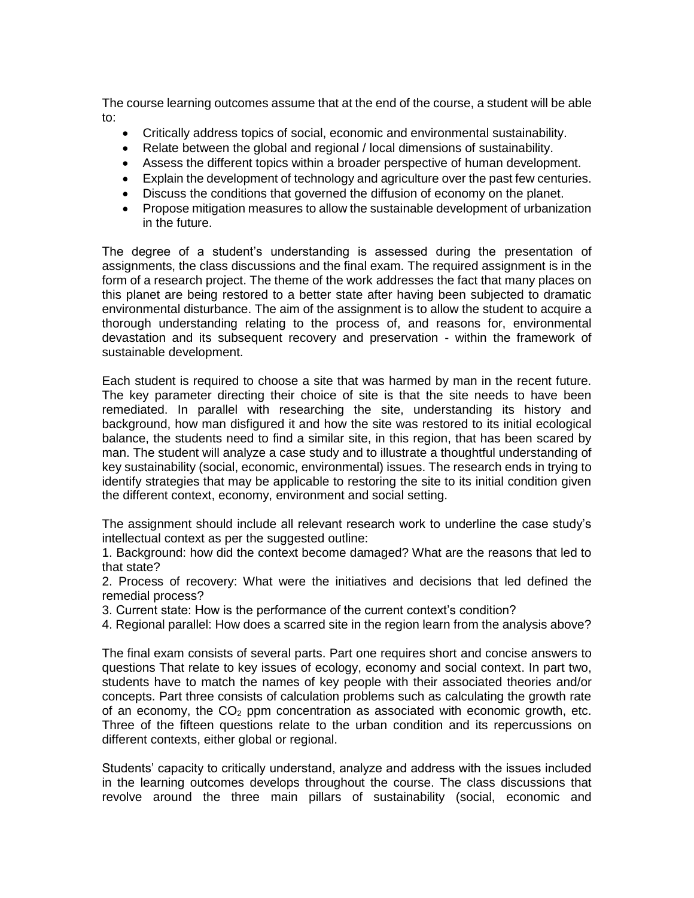The course learning outcomes assume that at the end of the course, a student will be able to:

- Critically address topics of social, economic and environmental sustainability.
- Relate between the global and regional / local dimensions of sustainability.
- Assess the different topics within a broader perspective of human development.
- Explain the development of technology and agriculture over the past few centuries.
- Discuss the conditions that governed the diffusion of economy on the planet.
- Propose mitigation measures to allow the sustainable development of urbanization in the future.

The degree of a student's understanding is assessed during the presentation of assignments, the class discussions and the final exam. The required assignment is in the form of a research project. The theme of the work addresses the fact that many places on this planet are being restored to a better state after having been subjected to dramatic environmental disturbance. The aim of the assignment is to allow the student to acquire a thorough understanding relating to the process of, and reasons for, environmental devastation and its subsequent recovery and preservation - within the framework of sustainable development.

Each student is required to choose a site that was harmed by man in the recent future. The key parameter directing their choice of site is that the site needs to have been remediated. In parallel with researching the site, understanding its history and background, how man disfigured it and how the site was restored to its initial ecological balance, the students need to find a similar site, in this region, that has been scared by man. The student will analyze a case study and to illustrate a thoughtful understanding of key sustainability (social, economic, environmental) issues. The research ends in trying to identify strategies that may be applicable to restoring the site to its initial condition given the different context, economy, environment and social setting.

The assignment should include all relevant research work to underline the case study's intellectual context as per the suggested outline:

1. Background: how did the context become damaged? What are the reasons that led to that state?
2. Process of recovery: What were the initiatives and decisions that led defined the remedial process?
3. Current state: How is the performance of the current context's condition?
4. Regional parallel: How does a scarred site in the region learn from the analysis above?

The final exam consists of several parts. Part one requires short and concise answers to questions That relate to key issues of ecology, economy and social context. In part two, students have to match the names of key people with their associated theories and/or concepts. Part three consists of calculation problems such as calculating the growth rate of an economy, the $CO_2$ ppm concentration as associated with economic growth, etc. Three of the fifteen questions relate to the urban condition and its repercussions on different contexts, either global or regional.

Students' capacity to critically understand, analyze and address with the issues included in the learning outcomes develops throughout the course. The class discussions that revolve around the three main pillars of sustainability (social, economic and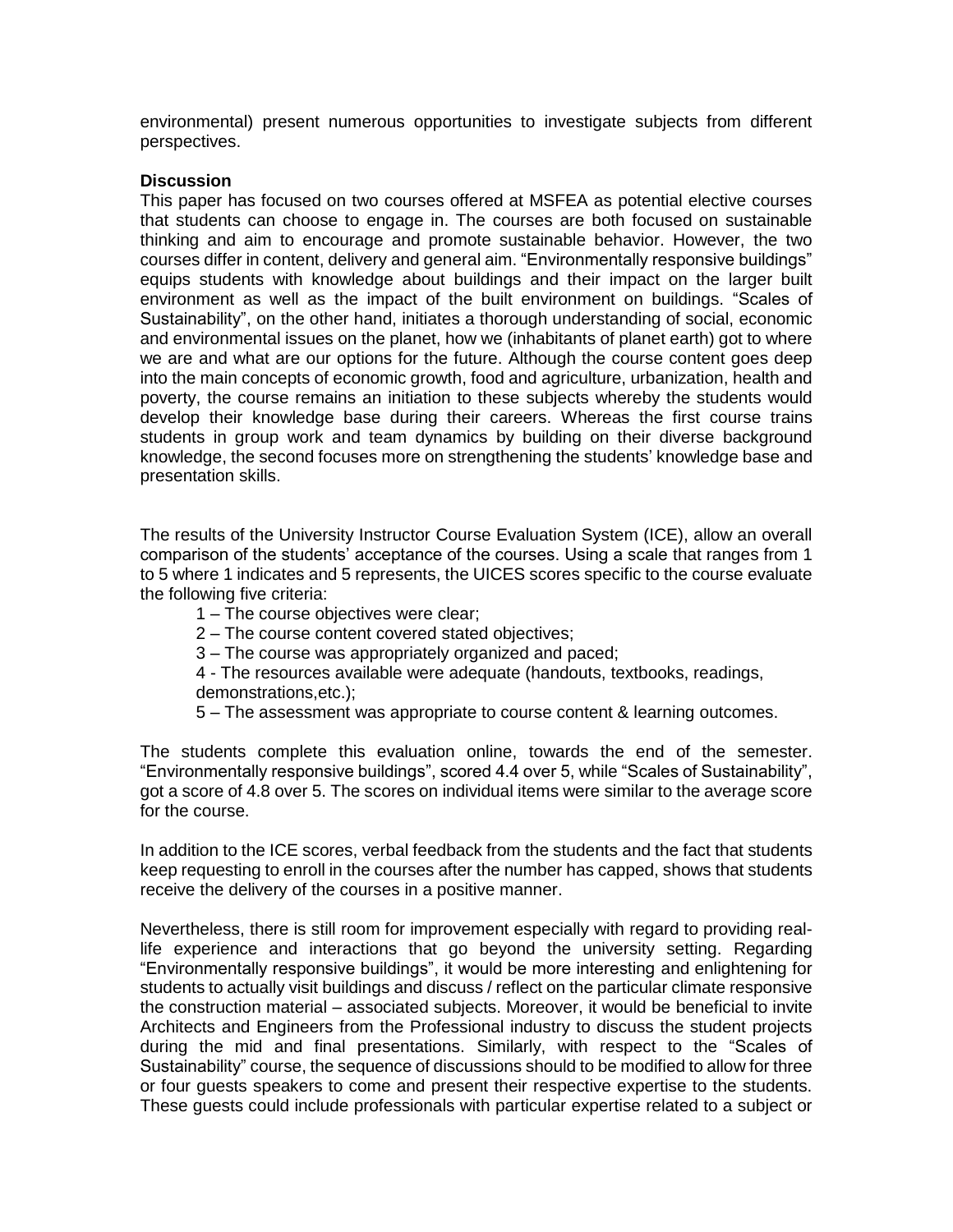environmental) present numerous opportunities to investigate subjects from different perspectives.

**Discussion**

This paper has focused on two courses offered at MSFEA as potential elective courses that students can choose to engage in. The courses are both focused on sustainable thinking and aim to encourage and promote sustainable behavior. However, the two courses differ in content, delivery and general aim. "Environmentally responsive buildings" equips students with knowledge about buildings and their impact on the larger built environment as well as the impact of the built environment on buildings. "Scales of Sustainability", on the other hand, initiates a thorough understanding of social, economic and environmental issues on the planet, how we (inhabitants of planet earth) got to where we are and what are our options for the future. Although the course content goes deep into the main concepts of economic growth, food and agriculture, urbanization, health and poverty, the course remains an initiation to these subjects whereby the students would develop their knowledge base during their careers. Whereas the first course trains students in group work and team dynamics by building on their diverse background knowledge, the second focuses more on strengthening the students' knowledge base and presentation skills.

The results of the University Instructor Course Evaluation System (ICE), allow an overall comparison of the students' acceptance of the courses. Using a scale that ranges from 1 to 5 where 1 indicates and 5 represents, the UICES scores specific to the course evaluate the following five criteria:

1 – The course objectives were clear;
2 – The course content covered stated objectives;
3 – The course was appropriately organized and paced;
4 - The resources available were adequate (handouts, textbooks, readings, demonstrations,etc.);
5 – The assessment was appropriate to course content & learning outcomes.

The students complete this evaluation online, towards the end of the semester. "Environmentally responsive buildings", scored 4.4 over 5, while "Scales of Sustainability", got a score of 4.8 over 5. The scores on individual items were similar to the average score for the course.

In addition to the ICE scores, verbal feedback from the students and the fact that students keep requesting to enroll in the courses after the number has capped, shows that students receive the delivery of the courses in a positive manner.

Nevertheless, there is still room for improvement especially with regard to providing real-life experience and interactions that go beyond the university setting. Regarding "Environmentally responsive buildings", it would be more interesting and enlightening for students to actually visit buildings and discuss / reflect on the particular climate responsive the construction material – associated subjects. Moreover, it would be beneficial to invite Architects and Engineers from the Professional industry to discuss the student projects during the mid and final presentations. Similarly, with respect to the "Scales of Sustainability" course, the sequence of discussions should to be modified to allow for three or four guests speakers to come and present their respective expertise to the students. These guests could include professionals with particular expertise related to a subject or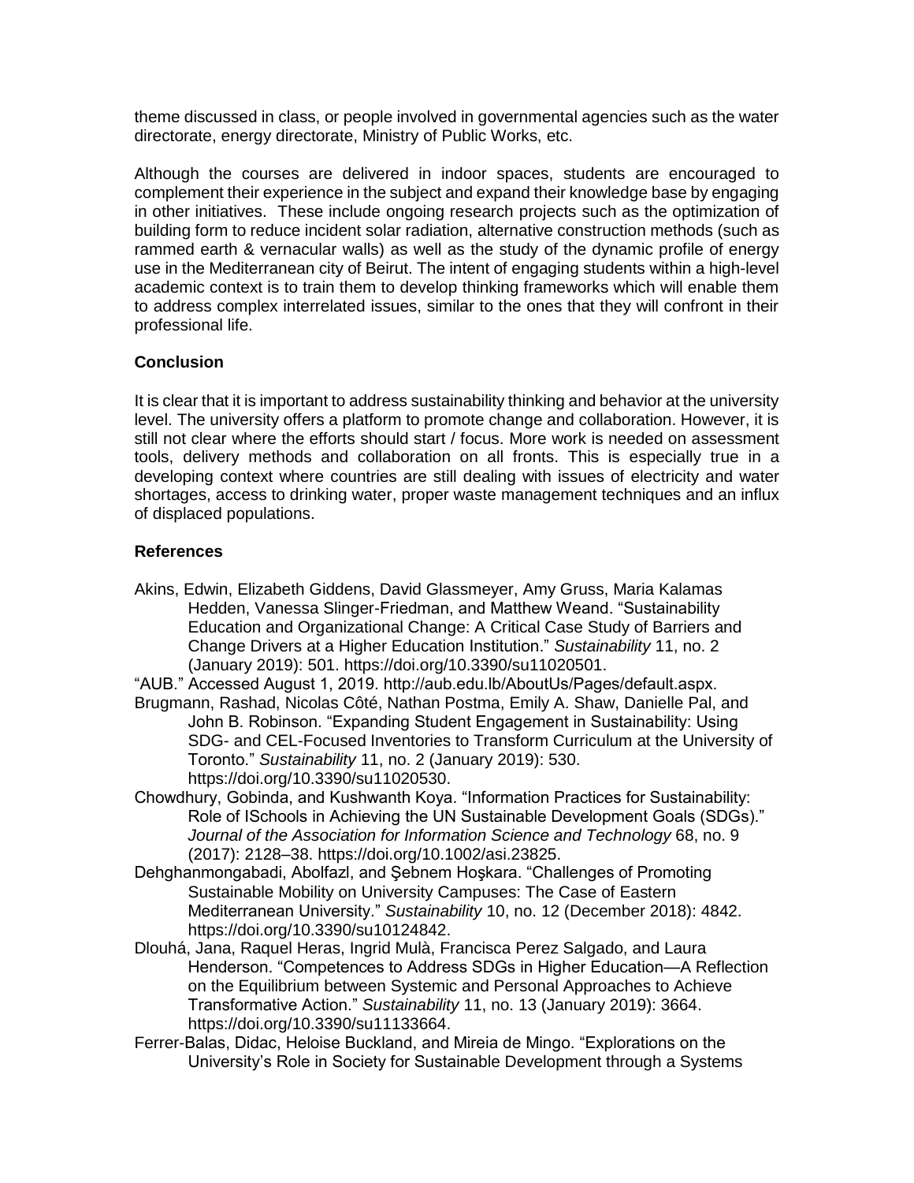theme discussed in class, or people involved in governmental agencies such as the water directorate, energy directorate, Ministry of Public Works, etc.

Although the courses are delivered in indoor spaces, students are encouraged to complement their experience in the subject and expand their knowledge base by engaging in other initiatives. These include ongoing research projects such as the optimization of building form to reduce incident solar radiation, alternative construction methods (such as rammed earth & vernacular walls) as well as the study of the dynamic profile of energy use in the Mediterranean city of Beirut. The intent of engaging students within a high-level academic context is to train them to develop thinking frameworks which will enable them to address complex interrelated issues, similar to the ones that they will confront in their professional life.

## Conclusion

It is clear that it is important to address sustainability thinking and behavior at the university level. The university offers a platform to promote change and collaboration. However, it is still not clear where the efforts should start / focus. More work is needed on assessment tools, delivery methods and collaboration on all fronts. This is especially true in a developing context where countries are still dealing with issues of electricity and water shortages, access to drinking water, proper waste management techniques and an influx of displaced populations.

## References

Akins, Edwin, Elizabeth Giddens, David Glassmeyer, Amy Gruss, Maria Kalamas Hedden, Vanessa Slinger-Friedman, and Matthew Weand. "Sustainability Education and Organizational Change: A Critical Case Study of Barriers and Change Drivers at a Higher Education Institution." *Sustainability* 11, no. 2 (January 2019): 501. https://doi.org/10.3390/su11020501.

"AUB." Accessed August 1, 2019. http://aub.edu.lb/AboutUs/Pages/default.aspx.

Brugmann, Rashad, Nicolas Côté, Nathan Postma, Emily A. Shaw, Danielle Pal, and John B. Robinson. "Expanding Student Engagement in Sustainability: Using SDG- and CEL-Focused Inventories to Transform Curriculum at the University of Toronto." *Sustainability* 11, no. 2 (January 2019): 530. https://doi.org/10.3390/su11020530.

Chowdhury, Gobinda, and Kushwanth Koya. "Information Practices for Sustainability: Role of ISchools in Achieving the UN Sustainable Development Goals (SDGs)." *Journal of the Association for Information Science and Technology* 68, no. 9 (2017): 2128–38. https://doi.org/10.1002/asi.23825.

Dehghanmongabadi, Abolfazl, and Şebnem Hoşkara. "Challenges of Promoting Sustainable Mobility on University Campuses: The Case of Eastern Mediterranean University." *Sustainability* 10, no. 12 (December 2018): 4842. https://doi.org/10.3390/su10124842.

Dlouhá, Jana, Raquel Heras, Ingrid Mulà, Francisca Perez Salgado, and Laura Henderson. "Competences to Address SDGs in Higher Education—A Reflection on the Equilibrium between Systemic and Personal Approaches to Achieve Transformative Action." *Sustainability* 11, no. 13 (January 2019): 3664. https://doi.org/10.3390/su11133664.

Ferrer-Balas, Didac, Heloise Buckland, and Mireia de Mingo. "Explorations on the University's Role in Society for Sustainable Development through a Systems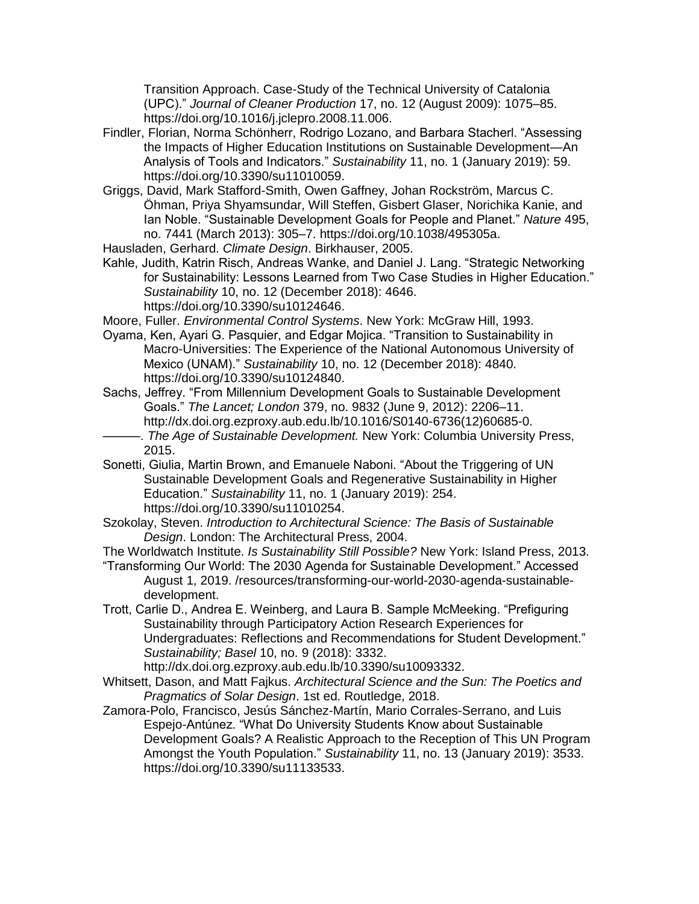Transition Approach. Case-Study of the Technical University of Catalonia (UPC)." *Journal of Cleaner Production* 17, no. 12 (August 2009): 1075–85. https://doi.org/10.1016/j.jclepro.2008.11.006.

Findler, Florian, Norma Schönherr, Rodrigo Lozano, and Barbara Stacherl. "Assessing the Impacts of Higher Education Institutions on Sustainable Development—An Analysis of Tools and Indicators." *Sustainability* 11, no. 1 (January 2019): 59. https://doi.org/10.3390/su11010059.

Griggs, David, Mark Stafford-Smith, Owen Gaffney, Johan Rockström, Marcus C. Öhman, Priya Shyamsundar, Will Steffen, Gisbert Glaser, Norichika Kanie, and Ian Noble. "Sustainable Development Goals for People and Planet." *Nature* 495, no. 7441 (March 2013): 305–7. https://doi.org/10.1038/495305a.

Hausladen, Gerhard. *Climate Design*. Birkhauser, 2005.

Kahle, Judith, Katrin Risch, Andreas Wanke, and Daniel J. Lang. "Strategic Networking for Sustainability: Lessons Learned from Two Case Studies in Higher Education." *Sustainability* 10, no. 12 (December 2018): 4646. https://doi.org/10.3390/su10124646.

Moore, Fuller. *Environmental Control Systems*. New York: McGraw Hill, 1993.

Oyama, Ken, Ayari G. Pasquier, and Edgar Mojica. "Transition to Sustainability in Macro-Universities: The Experience of the National Autonomous University of Mexico (UNAM)." *Sustainability* 10, no. 12 (December 2018): 4840. https://doi.org/10.3390/su10124840.

Sachs, Jeffrey. "From Millennium Development Goals to Sustainable Development Goals." *The Lancet; London* 379, no. 9832 (June 9, 2012): 2206–11. http://dx.doi.org.ezproxy.aub.edu.lb/10.1016/S0140-6736(12)60685-0.

———. *The Age of Sustainable Development.* New York: Columbia University Press, 2015.

Sonetti, Giulia, Martin Brown, and Emanuele Naboni. "About the Triggering of UN Sustainable Development Goals and Regenerative Sustainability in Higher Education." *Sustainability* 11, no. 1 (January 2019): 254. https://doi.org/10.3390/su11010254.

Szokolay, Steven. *Introduction to Architectural Science: The Basis of Sustainable Design*. London: The Architectural Press, 2004.

The Worldwatch Institute. *Is Sustainability Still Possible?* New York: Island Press, 2013.

"Transforming Our World: The 2030 Agenda for Sustainable Development." Accessed August 1, 2019. /resources/transforming-our-world-2030-agenda-sustainable-development.

Trott, Carlie D., Andrea E. Weinberg, and Laura B. Sample McMeeking. "Prefiguring Sustainability through Participatory Action Research Experiences for Undergraduates: Reflections and Recommendations for Student Development." *Sustainability; Basel* 10, no. 9 (2018): 3332. http://dx.doi.org.ezproxy.aub.edu.lb/10.3390/su10093332.

Whitsett, Dason, and Matt Fajkus. *Architectural Science and the Sun: The Poetics and Pragmatics of Solar Design*. 1st ed. Routledge, 2018.

Zamora-Polo, Francisco, Jesús Sánchez-Martín, Mario Corrales-Serrano, and Luis Espejo-Antúnez. "What Do University Students Know about Sustainable Development Goals? A Realistic Approach to the Reception of This UN Program Amongst the Youth Population." *Sustainability* 11, no. 13 (January 2019): 3533. https://doi.org/10.3390/su11133533.